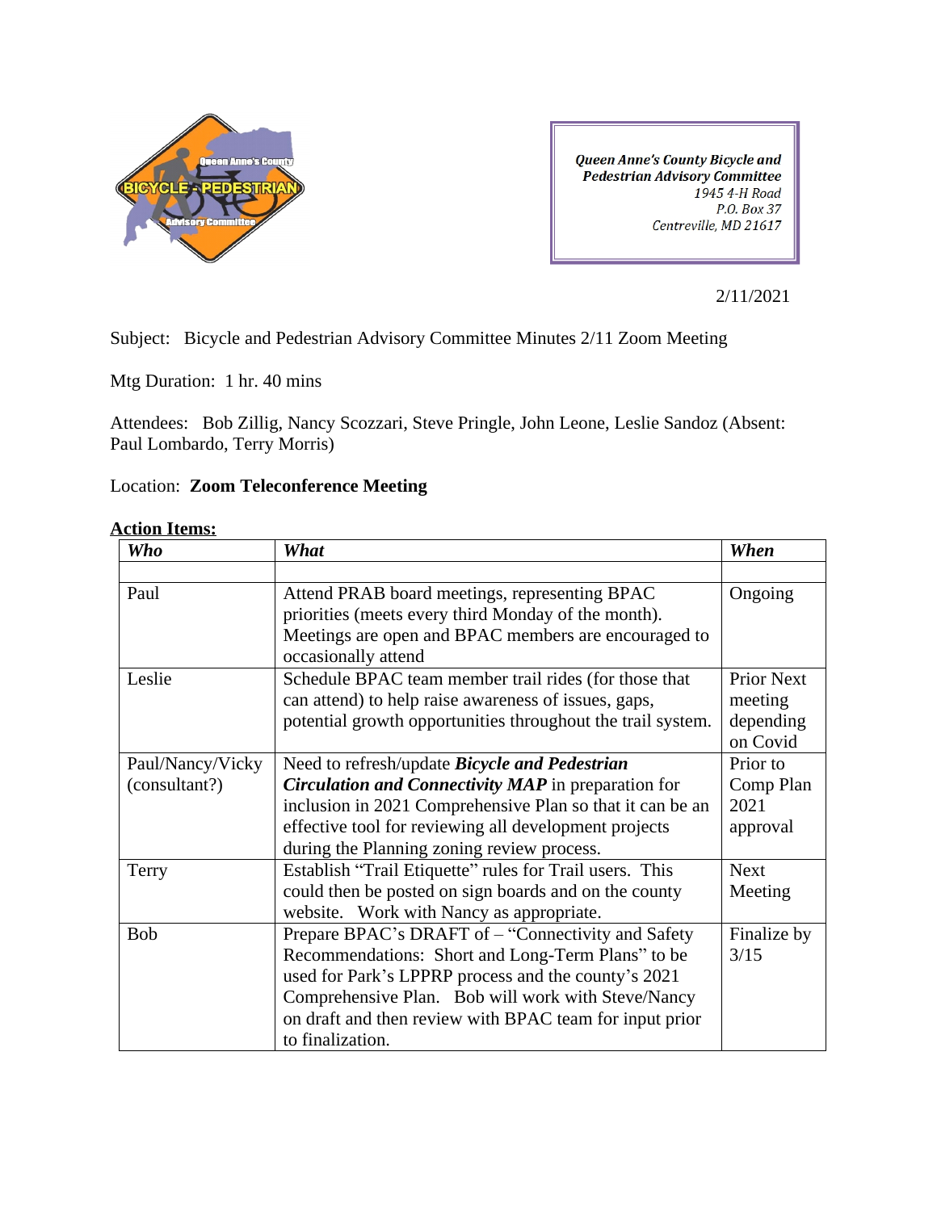**Queen Anne's County Bicycle and Pedestrian Advisory Committee**
1945 4-H Road
P.O. Box 37
Centreville, MD 21617

2/11/2021

Subject: Bicycle and Pedestrian Advisory Committee Minutes 2/11 Zoom Meeting

Mtg Duration: 1 hr. 40 mins

Attendees: Bob Zillig, Nancy Scozzari, Steve Pringle, John Leone, Leslie Sandoz (Absent: Paul Lombardo, Terry Morris)

Location: **Zoom Teleconference Meeting**

**Action Items:**

| ***Who*** | ***What*** | ***When*** |
|---|---|---|
| | | |
| Paul | Attend PRAB board meetings, representing BPAC priorities (meets every third Monday of the month). Meetings are open and BPAC members are encouraged to occasionally attend | Ongoing |
| Leslie | Schedule BPAC team member trail rides (for those that can attend) to help raise awareness of issues, gaps, potential growth opportunities throughout the trail system. | Prior Next meeting depending on Covid |
| Paul/Nancy/Vicky (consultant?) | Need to refresh/update ***Bicycle and Pedestrian Circulation and Connectivity MAP*** in preparation for inclusion in 2021 Comprehensive Plan so that it can be an effective tool for reviewing all development projects during the Planning zoning review process. | Prior to Comp Plan 2021 approval |
| Terry | Establish "Trail Etiquette" rules for Trail users. This could then be posted on sign boards and on the county website. Work with Nancy as appropriate. | Next Meeting |
| Bob | Prepare BPAC's DRAFT of – "Connectivity and Safety Recommendations: Short and Long-Term Plans" to be used for Park's LPPRP process and the county's 2021 Comprehensive Plan. Bob will work with Steve/Nancy on draft and then review with BPAC team for input prior to finalization. | Finalize by 3/15 |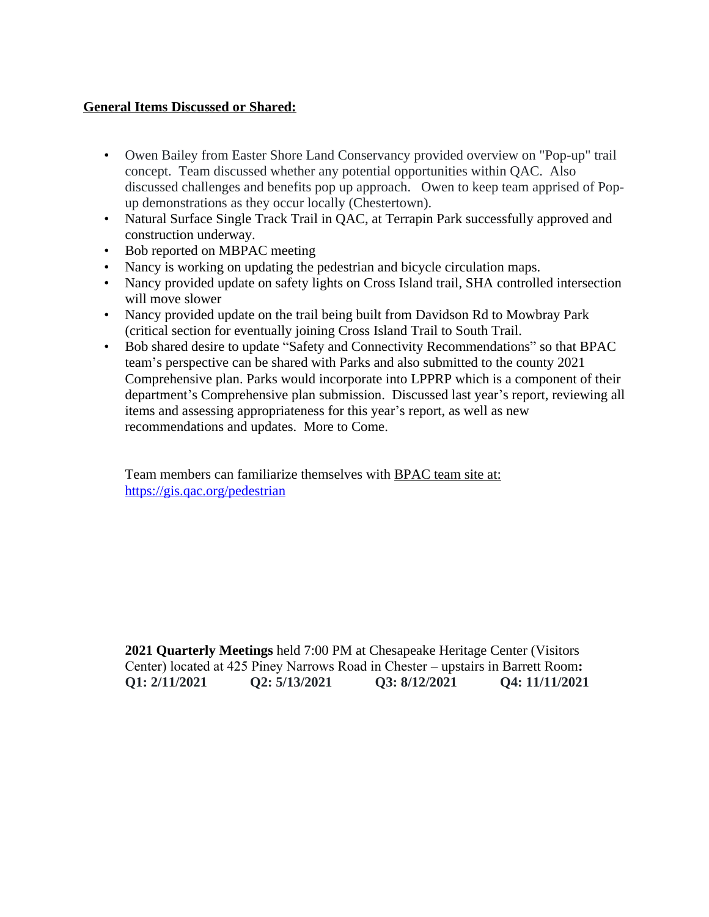**General Items Discussed or Shared:**

- Owen Bailey from Easter Shore Land Conservancy provided overview on "Pop-up" trail concept. Team discussed whether any potential opportunities within QAC. Also discussed challenges and benefits pop up approach. Owen to keep team apprised of Pop-up demonstrations as they occur locally (Chestertown).
- Natural Surface Single Track Trail in QAC, at Terrapin Park successfully approved and construction underway.
- Bob reported on MBPAC meeting
- Nancy is working on updating the pedestrian and bicycle circulation maps.
- Nancy provided update on safety lights on Cross Island trail, SHA controlled intersection will move slower
- Nancy provided update on the trail being built from Davidson Rd to Mowbray Park (critical section for eventually joining Cross Island Trail to South Trail.
- Bob shared desire to update "Safety and Connectivity Recommendations" so that BPAC team's perspective can be shared with Parks and also submitted to the county 2021 Comprehensive plan. Parks would incorporate into LPPRP which is a component of their department's Comprehensive plan submission. Discussed last year's report, reviewing all items and assessing appropriateness for this year's report, as well as new recommendations and updates. More to Come.

Team members can familiarize themselves with BPAC team site at: https://gis.qac.org/pedestrian

**2021 Quarterly Meetings** held 7:00 PM at Chesapeake Heritage Center (Visitors Center) located at 425 Piney Narrows Road in Chester – upstairs in Barrett Room**:**
**Q1: 2/11/2021 Q2: 5/13/2021 Q3: 8/12/2021 Q4: 11/11/2021**